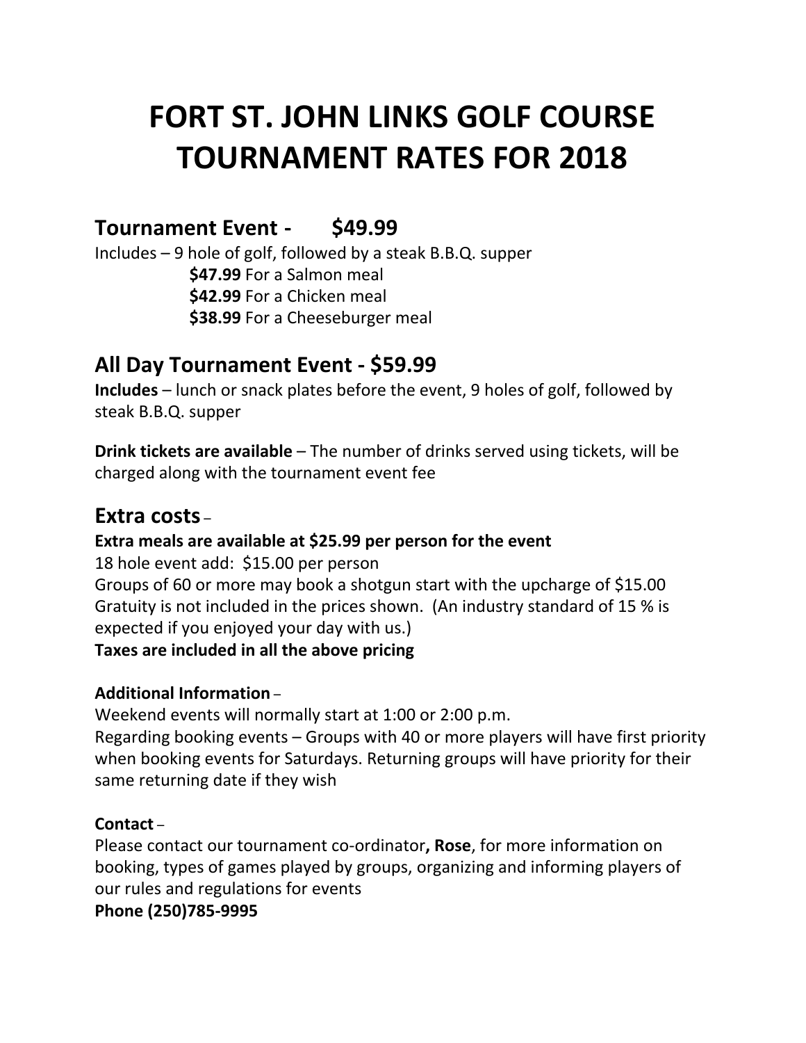# FORT ST. JOHN LINKS GOLF COURSE TOURNAMENT RATES FOR 2018

## Tournament Event - $49.99

Includes – 9 hole of golf, followed by a steak B.B.Q. supper

**$47.99** For a Salmon meal
**$42.99** For a Chicken meal
**$38.99** For a Cheeseburger meal

## All Day Tournament Event - $59.99

**Includes** – lunch or snack plates before the event, 9 holes of golf, followed by steak B.B.Q. supper

**Drink tickets are available** – The number of drinks served using tickets, will be charged along with the tournament event fee

## Extra costs –

**Extra meals are available at $25.99 per person for the event**
18 hole event add: $15.00 per person
Groups of 60 or more may book a shotgun start with the upcharge of $15.00
Gratuity is not included in the prices shown. (An industry standard of 15 % is expected if you enjoyed your day with us.)
**Taxes are included in all the above pricing**

**Additional Information** –
Weekend events will normally start at 1:00 or 2:00 p.m.
Regarding booking events – Groups with 40 or more players will have first priority when booking events for Saturdays. Returning groups will have priority for their same returning date if they wish

**Contact** –
Please contact our tournament co-ordinator**, Rose**, for more information on booking, types of games played by groups, organizing and informing players of our rules and regulations for events
**Phone (250)785-9995**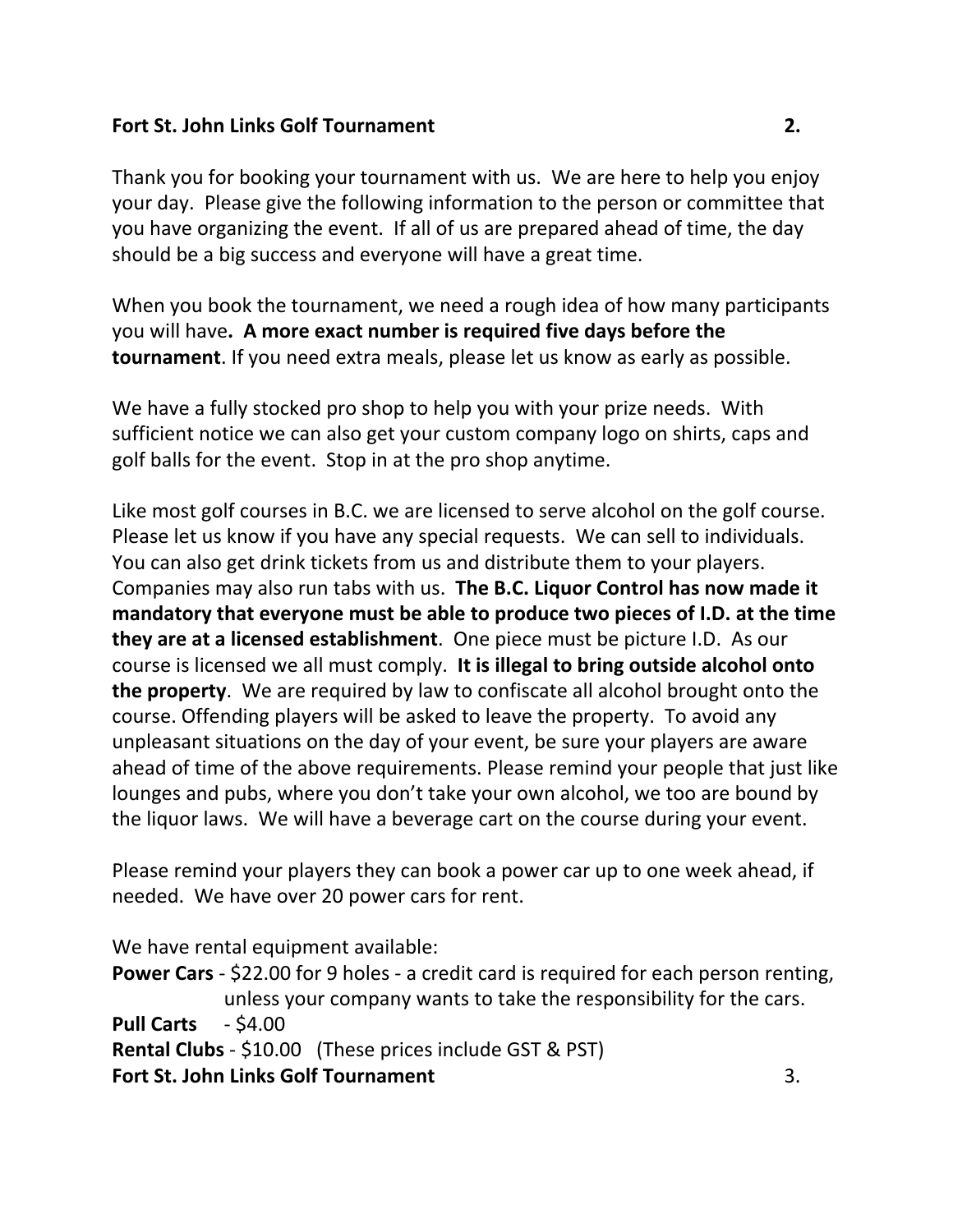Thank you for booking your tournament with us. We are here to help you enjoy your day. Please give the following information to the person or committee that you have organizing the event. If all of us are prepared ahead of time, the day should be a big success and everyone will have a great time.

When you book the tournament, we need a rough idea of how many participants you will have**. A more exact number is required five days before the tournament**. If you need extra meals, please let us know as early as possible.

We have a fully stocked pro shop to help you with your prize needs. With sufficient notice we can also get your custom company logo on shirts, caps and golf balls for the event. Stop in at the pro shop anytime.

Like most golf courses in B.C. we are licensed to serve alcohol on the golf course. Please let us know if you have any special requests. We can sell to individuals. You can also get drink tickets from us and distribute them to your players. Companies may also run tabs with us. **The B.C. Liquor Control has now made it mandatory that everyone must be able to produce two pieces of I.D. at the time they are at a licensed establishment**. One piece must be picture I.D. As our course is licensed we all must comply. **It is illegal to bring outside alcohol onto the property**. We are required by law to confiscate all alcohol brought onto the course. Offending players will be asked to leave the property. To avoid any unpleasant situations on the day of your event, be sure your players are aware ahead of time of the above requirements. Please remind your people that just like lounges and pubs, where you don't take your own alcohol, we too are bound by the liquor laws. We will have a beverage cart on the course during your event.

Please remind your players they can book a power car up to one week ahead, if needed. We have over 20 power cars for rent.

We have rental equipment available:

**Power Cars** - $22.00 for 9 holes - a credit card is required for each person renting, unless your company wants to take the responsibility for the cars.
**Pull Carts** - $4.00
**Rental Clubs** - $10.00 (These prices include GST & PST)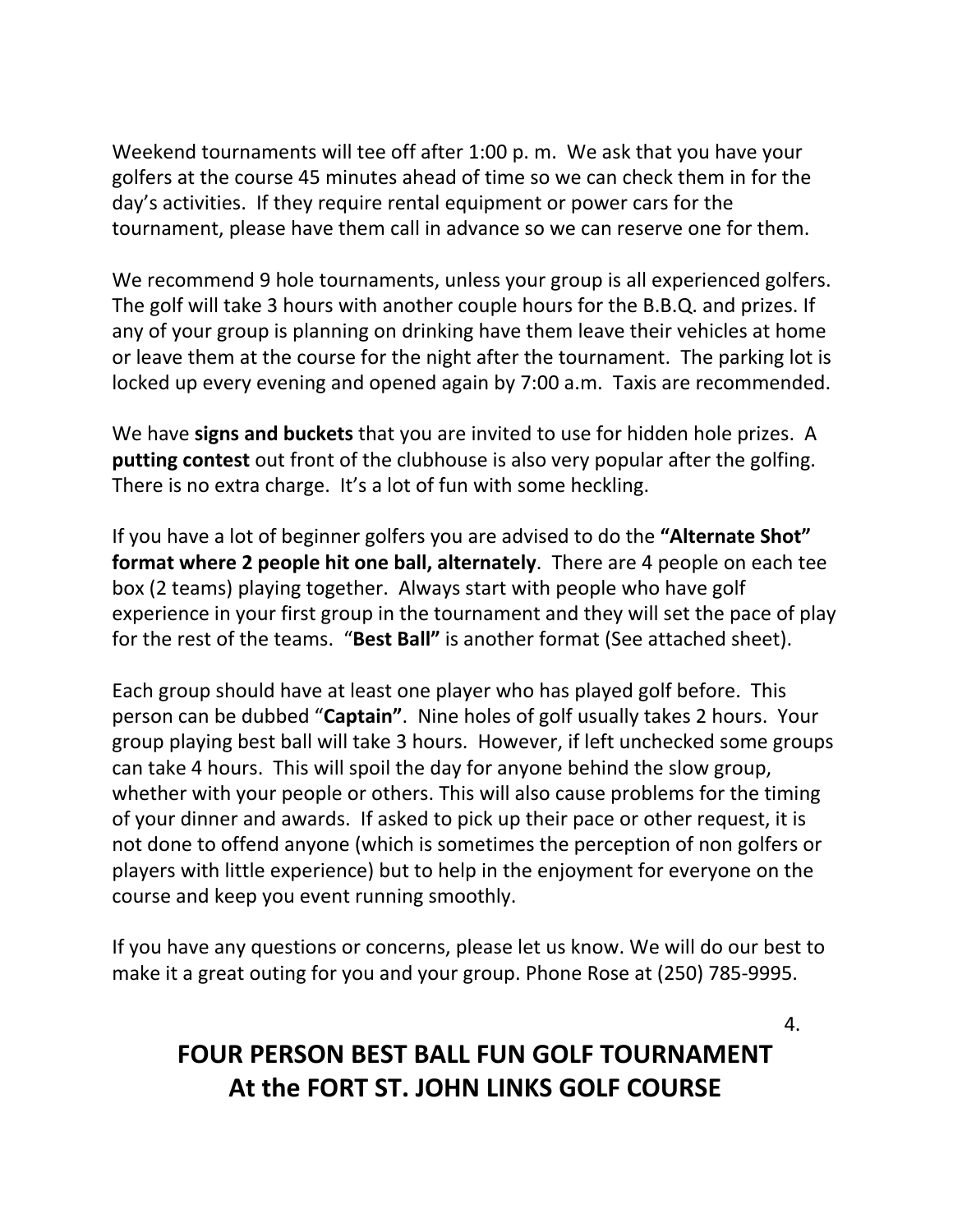Weekend tournaments will tee off after 1:00 p. m. We ask that you have your golfers at the course 45 minutes ahead of time so we can check them in for the day's activities. If they require rental equipment or power cars for the tournament, please have them call in advance so we can reserve one for them.

We recommend 9 hole tournaments, unless your group is all experienced golfers. The golf will take 3 hours with another couple hours for the B.B.Q. and prizes. If any of your group is planning on drinking have them leave their vehicles at home or leave them at the course for the night after the tournament. The parking lot is locked up every evening and opened again by 7:00 a.m. Taxis are recommended.

We have **signs and buckets** that you are invited to use for hidden hole prizes. A **putting contest** out front of the clubhouse is also very popular after the golfing. There is no extra charge. It's a lot of fun with some heckling.

If you have a lot of beginner golfers you are advised to do the **"Alternate Shot" format where 2 people hit one ball, alternately**. There are 4 people on each tee box (2 teams) playing together. Always start with people who have golf experience in your first group in the tournament and they will set the pace of play for the rest of the teams. "**Best Ball"** is another format (See attached sheet).

Each group should have at least one player who has played golf before. This person can be dubbed "**Captain"**. Nine holes of golf usually takes 2 hours. Your group playing best ball will take 3 hours. However, if left unchecked some groups can take 4 hours. This will spoil the day for anyone behind the slow group, whether with your people or others. This will also cause problems for the timing of your dinner and awards. If asked to pick up their pace or other request, it is not done to offend anyone (which is sometimes the perception of non golfers or players with little experience) but to help in the enjoyment for everyone on the course and keep you event running smoothly.

If you have any questions or concerns, please let us know. We will do our best to make it a great outing for you and your group. Phone Rose at (250) 785-9995.

## FOUR PERSON BEST BALL FUN GOLF TOURNAMENT
## At the FORT ST. JOHN LINKS GOLF COURSE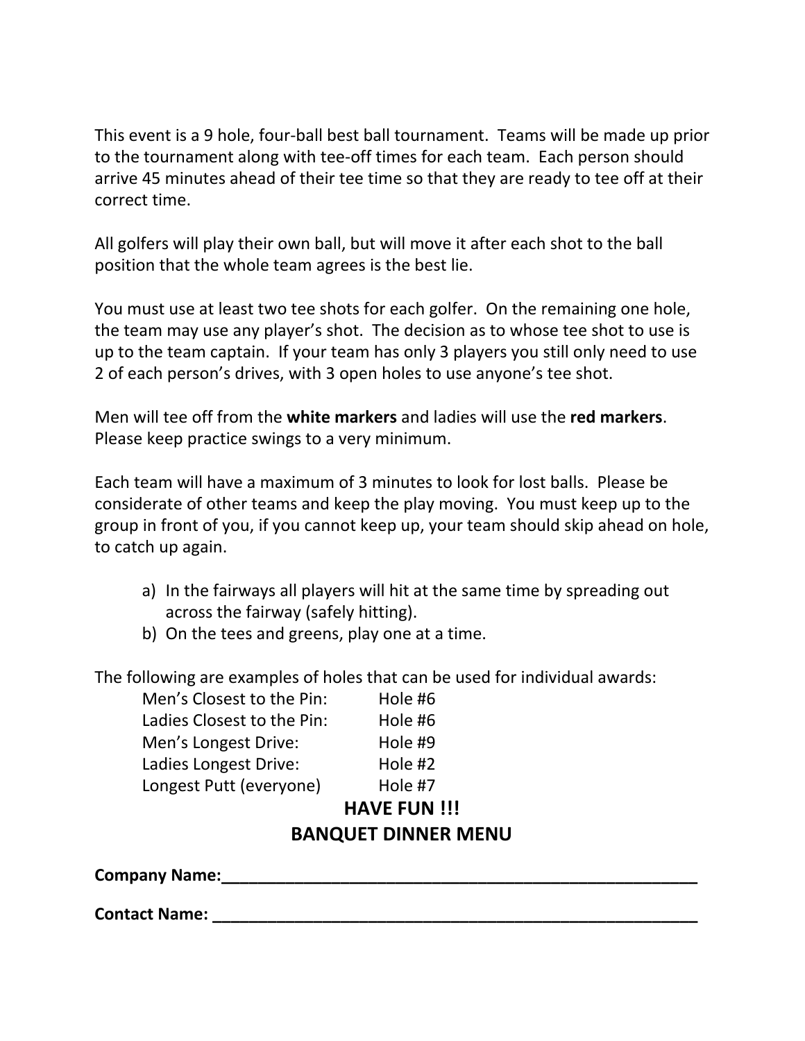This event is a 9 hole, four-ball best ball tournament. Teams will be made up prior to the tournament along with tee-off times for each team. Each person should arrive 45 minutes ahead of their tee time so that they are ready to tee off at their correct time.

All golfers will play their own ball, but will move it after each shot to the ball position that the whole team agrees is the best lie.

You must use at least two tee shots for each golfer. On the remaining one hole, the team may use any player's shot. The decision as to whose tee shot to use is up to the team captain. If your team has only 3 players you still only need to use 2 of each person's drives, with 3 open holes to use anyone's tee shot.

Men will tee off from the **white markers** and ladies will use the **red markers**. Please keep practice swings to a very minimum.

Each team will have a maximum of 3 minutes to look for lost balls. Please be considerate of other teams and keep the play moving. You must keep up to the group in front of you, if you cannot keep up, your team should skip ahead on hole, to catch up again.

a) In the fairways all players will hit at the same time by spreading out across the fairway (safely hitting).
b) On the tees and greens, play one at a time.

The following are examples of holes that can be used for individual awards:

| Award | Hole |
|---|---|
| Men's Closest to the Pin: | Hole #6 |
| Ladies Closest to the Pin: | Hole #6 |
| Men's Longest Drive: | Hole #9 |
| Ladies Longest Drive: | Hole #2 |
| Longest Putt (everyone) | Hole #7 |

**HAVE FUN !!!**

## BANQUET DINNER MENU

**Company Name:**_______________________________________________________

**Contact Name:** _______________________________________________________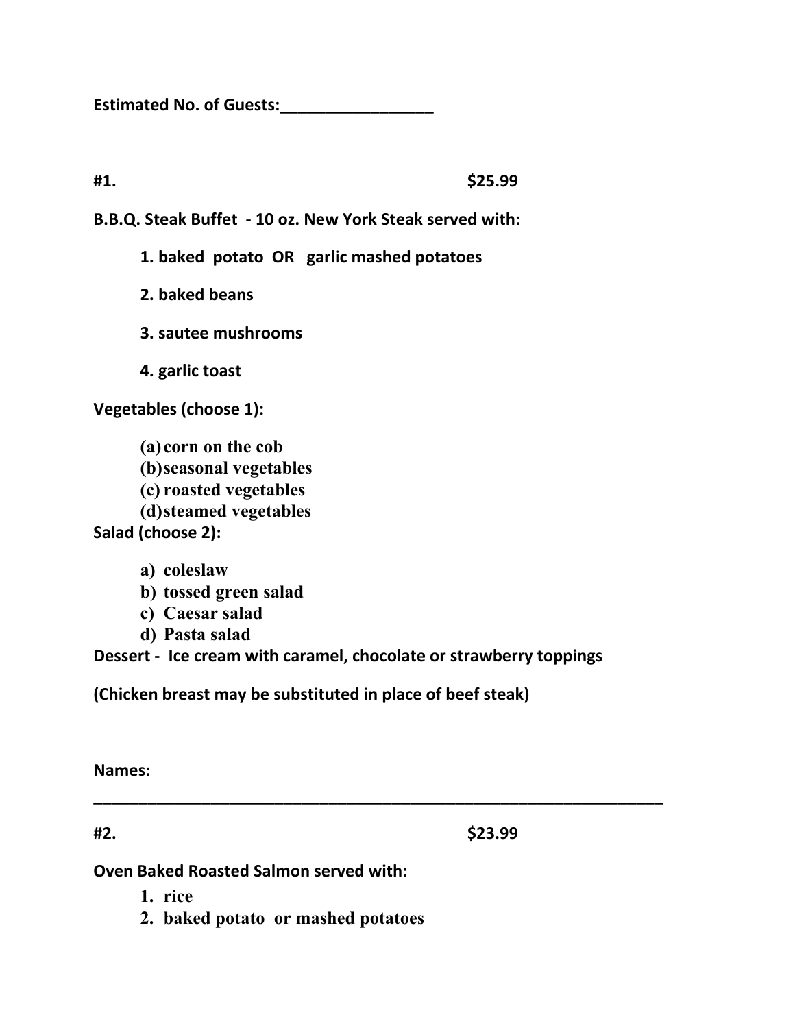**Estimated No. of Guests:_________________**

**#1. $25.99**

**B.B.Q. Steak Buffet - 10 oz. New York Steak served with:**

1. **baked potato OR garlic mashed potatoes**
2. **baked beans**
3. **sautee mushrooms**
4. **garlic toast**

**Vegetables (choose 1):**

(a) **corn on the cob**
(b) **seasonal vegetables**
(c) **roasted vegetables**
(d) **steamed vegetables**

**Salad (choose 2):**

a) **coleslaw**
b) **tossed green salad**
c) **Caesar salad**
d) **Pasta salad**

**Dessert - Ice cream with caramel, chocolate or strawberry toppings**

**(Chicken breast may be substituted in place of beef steak)**

**Names:**

---

**#2. $23.99**

**Oven Baked Roasted Salmon served with:**

1. **rice**
2. **baked potato or mashed potatoes**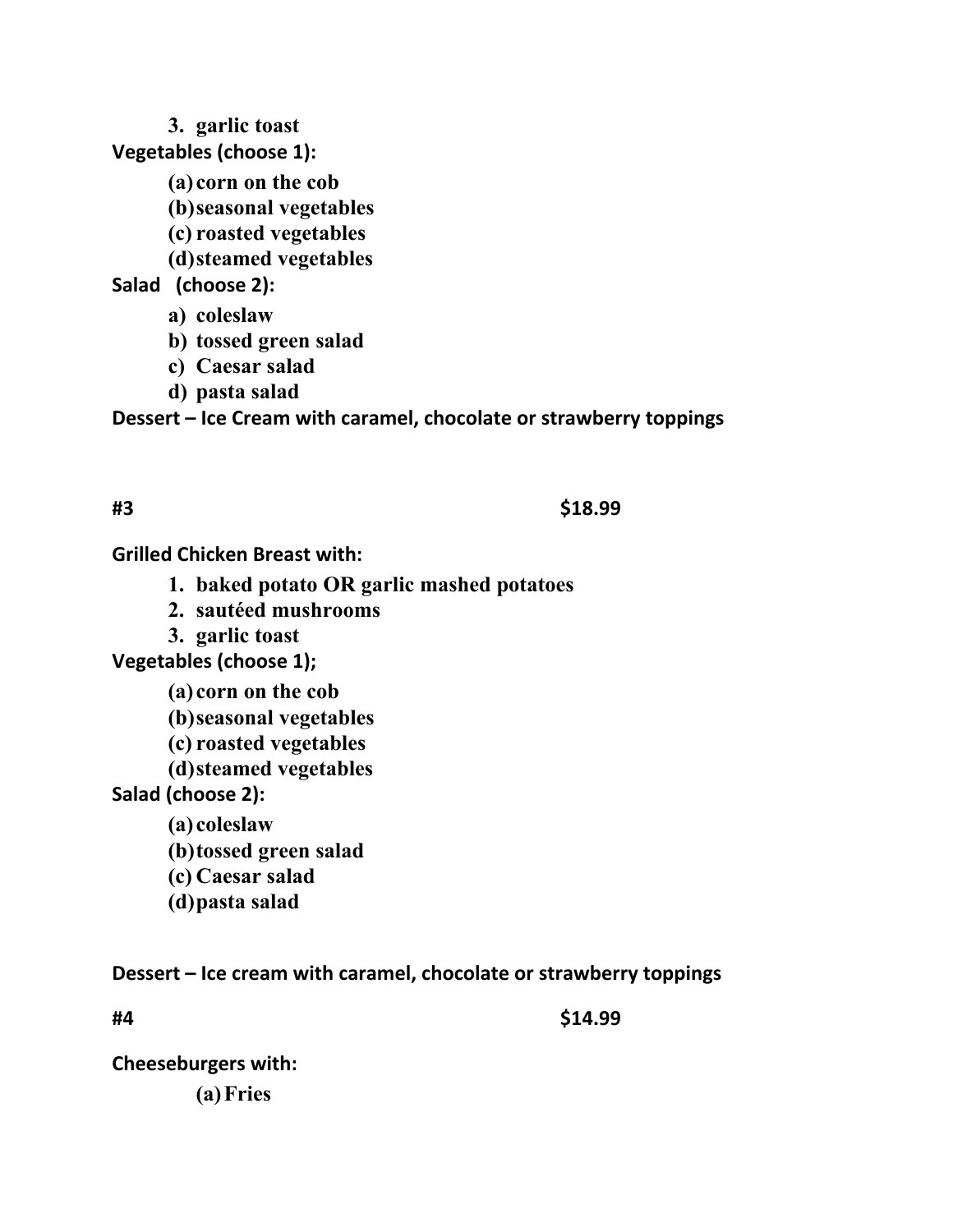3. garlic toast

**Vegetables (choose 1):**

(a) corn on the cob
(b) seasonal vegetables
(c) roasted vegetables
(d) steamed vegetables

**Salad (choose 2):**

a) coleslaw
b) tossed green salad
c) Caesar salad
d) pasta salad

**Dessert – Ice Cream with caramel, chocolate or strawberry toppings**

**#3 $18.99**

**Grilled Chicken Breast with:**

1. baked potato OR garlic mashed potatoes
2. sautéed mushrooms
3. garlic toast

**Vegetables (choose 1);**

(a) corn on the cob
(b) seasonal vegetables
(c) roasted vegetables
(d) steamed vegetables

**Salad (choose 2):**

(a) coleslaw
(b) tossed green salad
(c) Caesar salad
(d) pasta salad

**Dessert – Ice cream with caramel, chocolate or strawberry toppings**

**#4 $14.99**

**Cheeseburgers with:**

(a) Fries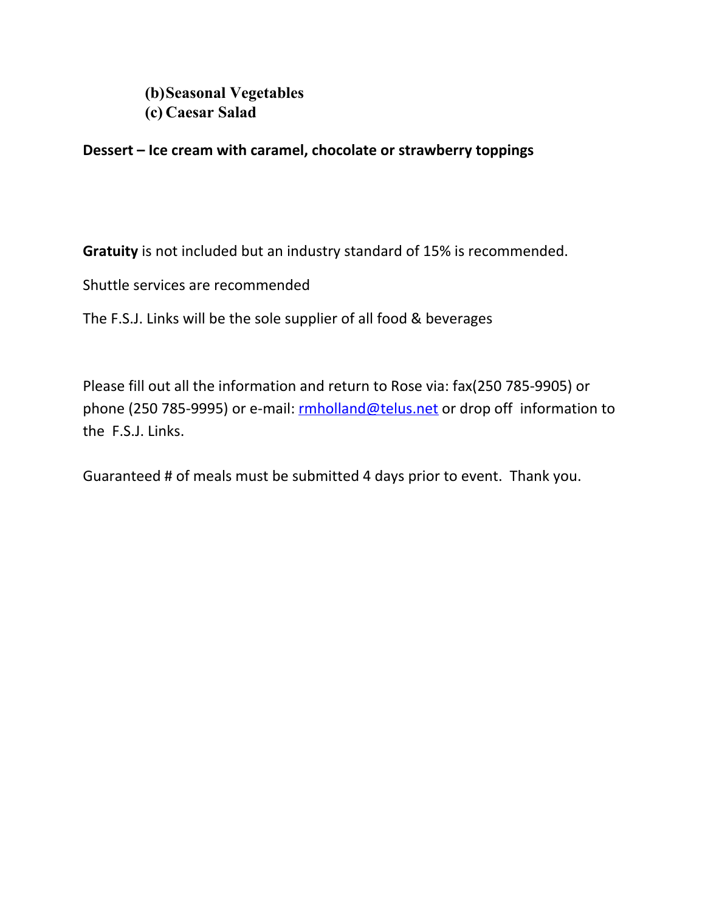**(b) Seasonal Vegetables**
**(c) Caesar Salad**

**Dessert – Ice cream with caramel, chocolate or strawberry toppings**

**Gratuity** is not included but an industry standard of 15% is recommended.

Shuttle services are recommended

The F.S.J. Links will be the sole supplier of all food & beverages

Please fill out all the information and return to Rose via: fax(250 785-9905) or phone (250 785-9995) or e-mail: rmholland@telus.net or drop off information to the F.S.J. Links.

Guaranteed # of meals must be submitted 4 days prior to event. Thank you.